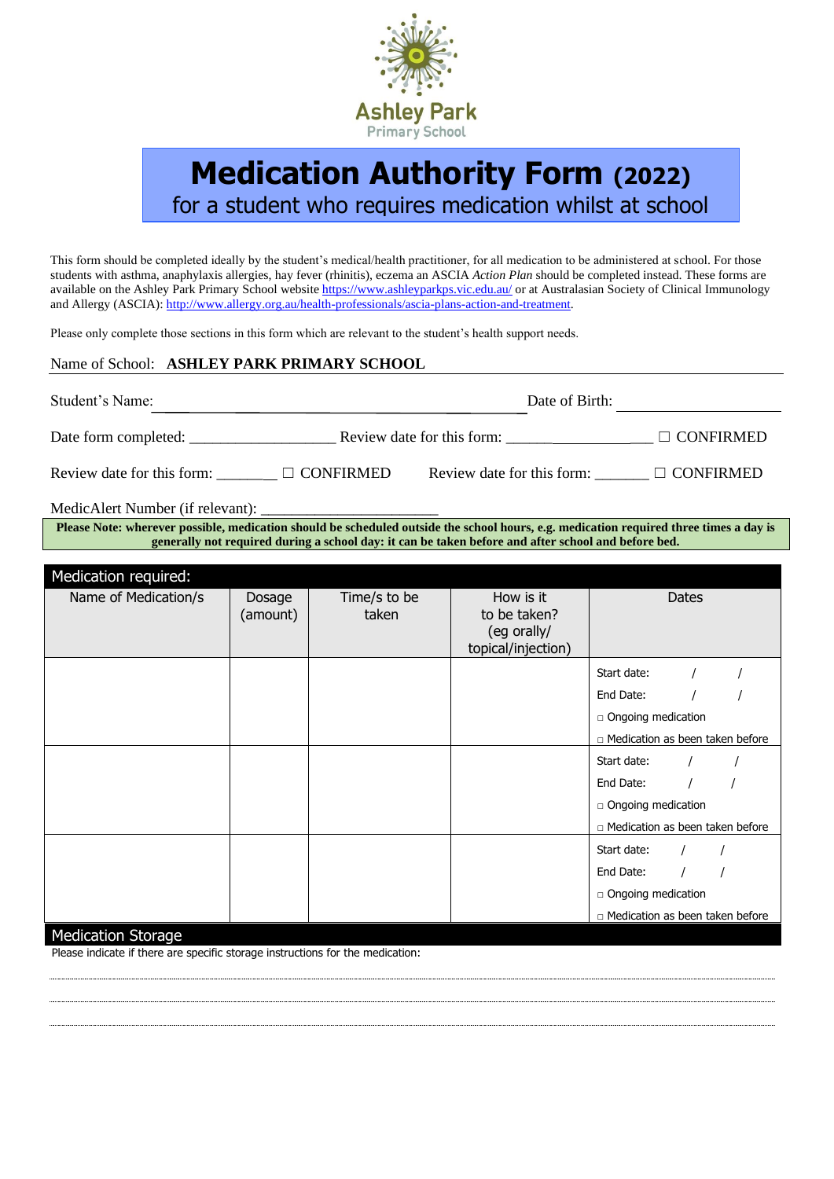Ashley Park
Primary School

# Medication Authority Form (2022)

## for a student who requires medication whilst at school

This form should be completed ideally by the student's medical/health practitioner, for all medication to be administered at school. For those students with asthma, anaphylaxis allergies, hay fever (rhinitis), eczema an ASCIA *Action Plan* should be completed instead. These forms are available on the Ashley Park Primary School website https://www.ashleyparkps.vic.edu.au/ or at Australasian Society of Clinical Immunology and Allergy (ASCIA): http://www.allergy.org.au/health-professionals/ascia-plans-action-and-treatment.

Please only complete those sections in this form which are relevant to the student's health support needs.

Name of School: **ASHLEY PARK PRIMARY SCHOOL**

Student's Name: ______________________________ Date of Birth: ____________________

Date form completed: ___________________ Review date for this form: ___________________ ☐ CONFIRMED

Review date for this form: ________ ☐ CONFIRMED Review date for this form: _______ ☐ CONFIRMED

MedicAlert Number (if relevant): _______________________

**Please Note: wherever possible, medication should be scheduled outside the school hours, e.g. medication required three times a day is generally not required during a school day: it can be taken before and after school and before bed.**

## Medication required:

| Name of Medication/s | Dosage (amount) | Time/s to be taken | How is it to be taken? (eg orally/ topical/injection) | Dates |
|---|---|---|---|---|
| | | | | Start date: / / <br> End Date: / / <br> □ Ongoing medication <br> □ Medication as been taken before |
| | | | | Start date: / / <br> End Date: / / <br> □ Ongoing medication <br> □ Medication as been taken before |
| | | | | Start date: / / <br> End Date: / / <br> □ Ongoing medication <br> □ Medication as been taken before |

## Medication Storage

Please indicate if there are specific storage instructions for the medication:

.............................................................................................................................................

.............................................................................................................................................

.............................................................................................................................................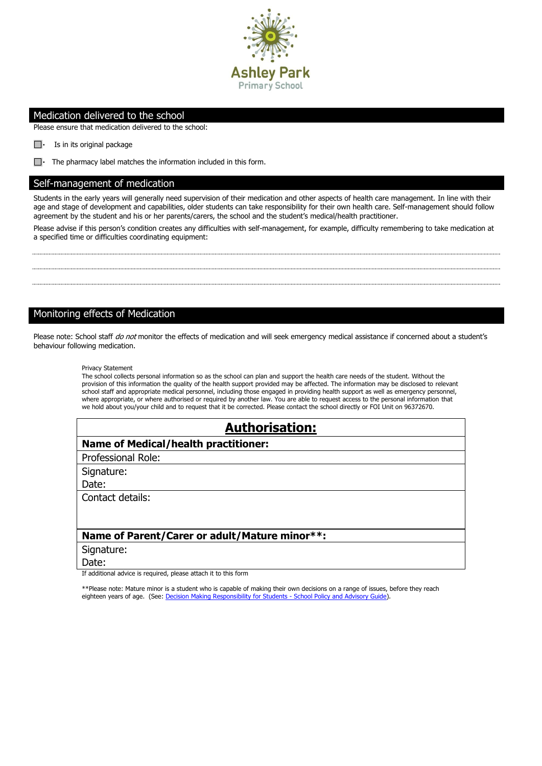Ashley Park
Primary School

## Medication delivered to the school

Please ensure that medication delivered to the school:

- ☐ Is in its original package
- ☐ The pharmacy label matches the information included in this form.

## Self-management of medication

Students in the early years will generally need supervision of their medication and other aspects of health care management. In line with their age and stage of development and capabilities, older students can take responsibility for their own health care. Self-management should follow agreement by the student and his or her parents/carers, the school and the student's medical/health practitioner.

Please advise if this person's condition creates any difficulties with self-management, for example, difficulty remembering to take medication at a specified time or difficulties coordinating equipment:

.......................................................................................................................................................

.......................................................................................................................................................

.......................................................................................................................................................

## Monitoring effects of Medication

Please note: School staff *do not* monitor the effects of medication and will seek emergency medical assistance if concerned about a student's behaviour following medication.

Privacy Statement
The school collects personal information so as the school can plan and support the health care needs of the student. Without the provision of this information the quality of the health support provided may be affected. The information may be disclosed to relevant school staff and appropriate medical personnel, including those engaged in providing health support as well as emergency personnel, where appropriate, or where authorised or required by another law. You are able to request access to the personal information that we hold about you/your child and to request that it be corrected. Please contact the school directly or FOI Unit on 96372670.

| **Authorisation:** |
|---|
| **Name of Medical/health practitioner:** |
| Professional Role: |
| Signature:<br>Date: |
| Contact details: |
| **Name of Parent/Carer or adult/Mature minor\*\*:** |
| Signature:<br>Date: |

If additional advice is required, please attach it to this form

**Please note: Mature minor is a student who is capable of making their own decisions on a range of issues, before they reach eighteen years of age. (See: Decision Making Responsibility for Students - School Policy and Advisory Guide).